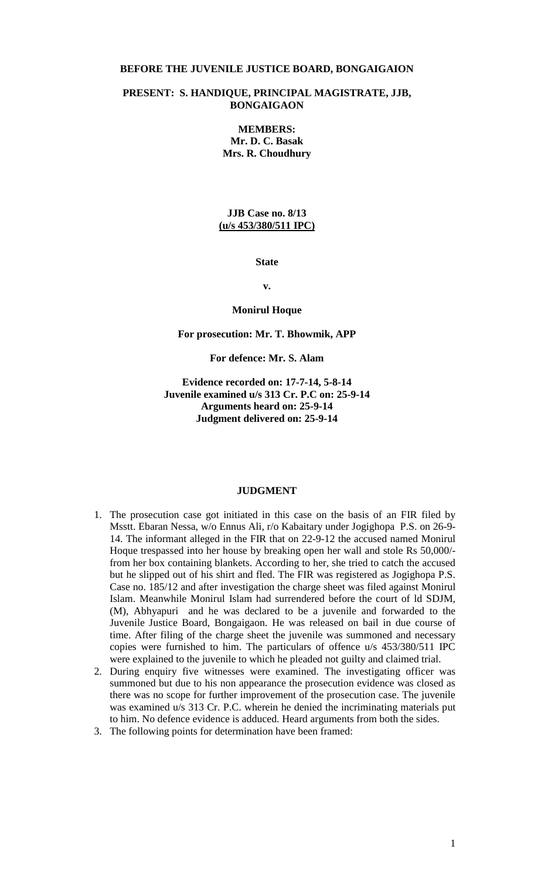**BEFORE THE JUVENILE JUSTICE BOARD, BONGAIGAION**

**PRESENT: S. HANDIQUE, PRINCIPAL MAGISTRATE, JJB, BONGAIGAON**

**MEMBERS:**
**Mr. D. C. Basak**
**Mrs. R. Choudhury**

**JJB Case no. 8/13**
**(u/s 453/380/511 IPC)**

**State**

**v.**

**Monirul Hoque**

**For prosecution: Mr. T. Bhowmik, APP**

**For defence: Mr. S. Alam**

**Evidence recorded on: 17-7-14, 5-8-14**
**Juvenile examined u/s 313 Cr. P.C on: 25-9-14**
**Arguments heard on: 25-9-14**
**Judgment delivered on: 25-9-14**

## JUDGMENT

1. The prosecution case got initiated in this case on the basis of an FIR filed by Msstt. Ebaran Nessa, w/o Ennus Ali, r/o Kabaitary under Jogighopa P.S. on 26-9-14. The informant alleged in the FIR that on 22-9-12 the accused named Monirul Hoque trespassed into her house by breaking open her wall and stole Rs 50,000/- from her box containing blankets. According to her, she tried to catch the accused but he slipped out of his shirt and fled. The FIR was registered as Jogighopa P.S. Case no. 185/12 and after investigation the charge sheet was filed against Monirul Islam. Meanwhile Monirul Islam had surrendered before the court of ld SDJM, (M), Abhyapuri and he was declared to be a juvenile and forwarded to the Juvenile Justice Board, Bongaigaon. He was released on bail in due course of time. After filing of the charge sheet the juvenile was summoned and necessary copies were furnished to him. The particulars of offence u/s 453/380/511 IPC were explained to the juvenile to which he pleaded not guilty and claimed trial.
2. During enquiry five witnesses were examined. The investigating officer was summoned but due to his non appearance the prosecution evidence was closed as there was no scope for further improvement of the prosecution case. The juvenile was examined u/s 313 Cr. P.C. wherein he denied the incriminating materials put to him. No defence evidence is adduced. Heard arguments from both the sides.
3. The following points for determination have been framed: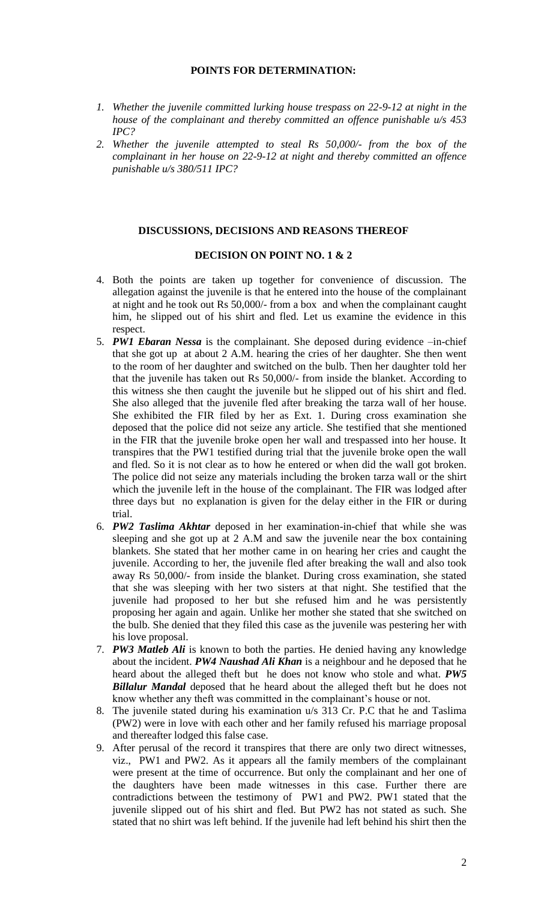**POINTS FOR DETERMINATION:**

1. *Whether the juvenile committed lurking house trespass on 22-9-12 at night in the house of the complainant and thereby committed an offence punishable u/s 453 IPC?*
2. *Whether the juvenile attempted to steal Rs 50,000/- from the box of the complainant in her house on 22-9-12 at night and thereby committed an offence punishable u/s 380/511 IPC?*

**DISCUSSIONS, DECISIONS AND REASONS THEREOF**

**DECISION ON POINT NO. 1 & 2**

4. Both the points are taken up together for convenience of discussion. The allegation against the juvenile is that he entered into the house of the complainant at night and he took out Rs 50,000/- from a box and when the complainant caught him, he slipped out of his shirt and fled. Let us examine the evidence in this respect.
5. ***PW1 Ebaran Nessa*** is the complainant. She deposed during evidence –in-chief that she got up at about 2 A.M. hearing the cries of her daughter. She then went to the room of her daughter and switched on the bulb. Then her daughter told her that the juvenile has taken out Rs 50,000/- from inside the blanket. According to this witness she then caught the juvenile but he slipped out of his shirt and fled. She also alleged that the juvenile fled after breaking the tarza wall of her house. She exhibited the FIR filed by her as Ext. 1. During cross examination she deposed that the police did not seize any article. She testified that she mentioned in the FIR that the juvenile broke open her wall and trespassed into her house. It transpires that the PW1 testified during trial that the juvenile broke open the wall and fled. So it is not clear as to how he entered or when did the wall got broken. The police did not seize any materials including the broken tarza wall or the shirt which the juvenile left in the house of the complainant. The FIR was lodged after three days but no explanation is given for the delay either in the FIR or during trial.
6. ***PW2 Taslima Akhtar*** deposed in her examination-in-chief that while she was sleeping and she got up at 2 A.M and saw the juvenile near the box containing blankets. She stated that her mother came in on hearing her cries and caught the juvenile. According to her, the juvenile fled after breaking the wall and also took away Rs 50,000/- from inside the blanket. During cross examination, she stated that she was sleeping with her two sisters at that night. She testified that the juvenile had proposed to her but she refused him and he was persistently proposing her again and again. Unlike her mother she stated that she switched on the bulb. She denied that they filed this case as the juvenile was pestering her with his love proposal.
7. ***PW3 Matleb Ali*** is known to both the parties. He denied having any knowledge about the incident. ***PW4 Naushad Ali Khan*** is a neighbour and he deposed that he heard about the alleged theft but he does not know who stole and what. ***PW5 Billalur Mandal*** deposed that he heard about the alleged theft but he does not know whether any theft was committed in the complainant's house or not.
8. The juvenile stated during his examination u/s 313 Cr. P.C that he and Taslima (PW2) were in love with each other and her family refused his marriage proposal and thereafter lodged this false case.
9. After perusal of the record it transpires that there are only two direct witnesses, viz., PW1 and PW2. As it appears all the family members of the complainant were present at the time of occurrence. But only the complainant and her one of the daughters have been made witnesses in this case. Further there are contradictions between the testimony of PW1 and PW2. PW1 stated that the juvenile slipped out of his shirt and fled. But PW2 has not stated as such. She stated that no shirt was left behind. If the juvenile had left behind his shirt then the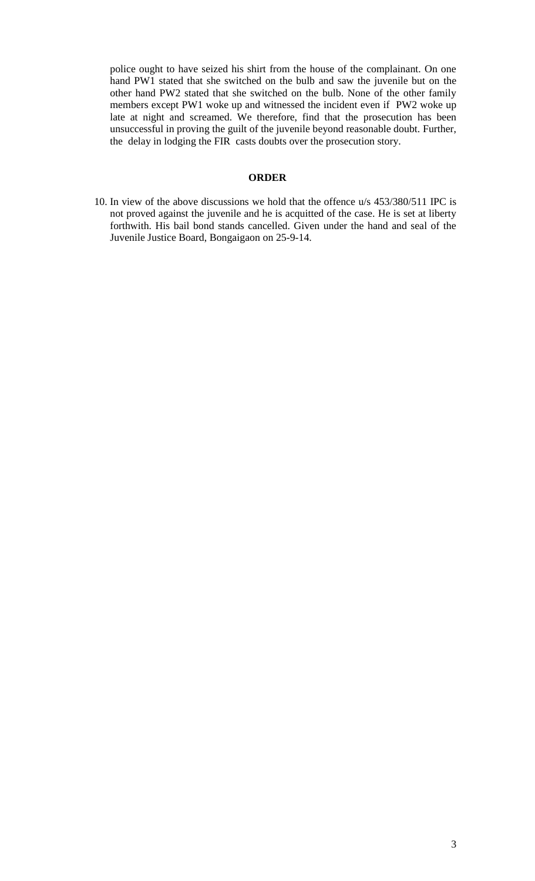police ought to have seized his shirt from the house of the complainant. On one hand PW1 stated that she switched on the bulb and saw the juvenile but on the other hand PW2 stated that she switched on the bulb. None of the other family members except PW1 woke up and witnessed the incident even if PW2 woke up late at night and screamed. We therefore, find that the prosecution has been unsuccessful in proving the guilt of the juvenile beyond reasonable doubt. Further, the delay in lodging the FIR casts doubts over the prosecution story.

## ORDER

10. In view of the above discussions we hold that the offence u/s 453/380/511 IPC is not proved against the juvenile and he is acquitted of the case. He is set at liberty forthwith. His bail bond stands cancelled. Given under the hand and seal of the Juvenile Justice Board, Bongaigaon on 25-9-14.